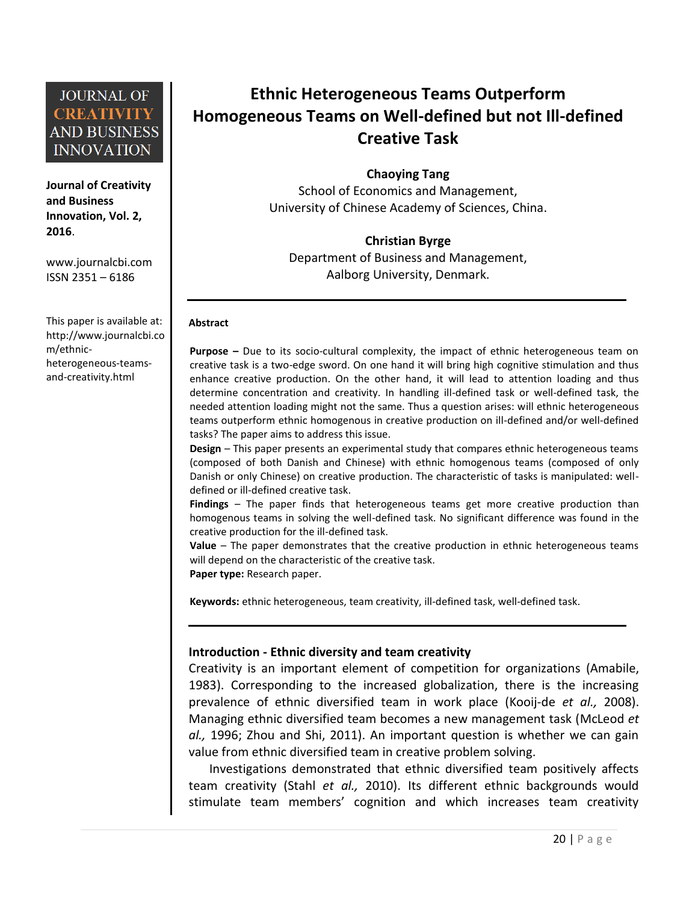**Journal of Creativity and Business Innovation, Vol. 2, 2016**.

www.journalcbi.com
ISSN 2351 – 6186

This paper is available at: http://www.journalcbi.com/ethnic-heterogeneous-teams-and-creativity.html

# Ethnic Heterogeneous Teams Outperform Homogeneous Teams on Well-defined but not Ill-defined Creative Task

**Chaoying Tang**
School of Economics and Management,
University of Chinese Academy of Sciences, China.

**Christian Byrge**
Department of Business and Management,
Aalborg University, Denmark.

---

**Abstract**

**Purpose –** Due to its socio-cultural complexity, the impact of ethnic heterogeneous team on creative task is a two-edge sword. On one hand it will bring high cognitive stimulation and thus enhance creative production. On the other hand, it will lead to attention loading and thus determine concentration and creativity. In handling ill-defined task or well-defined task, the needed attention loading might not the same. Thus a question arises: will ethnic heterogeneous teams outperform ethnic homogenous in creative production on ill-defined and/or well-defined tasks? The paper aims to address this issue.

**Design** – This paper presents an experimental study that compares ethnic heterogeneous teams (composed of both Danish and Chinese) with ethnic homogenous teams (composed of only Danish or only Chinese) on creative production. The characteristic of tasks is manipulated: well-defined or ill-defined creative task.

**Findings** – The paper finds that heterogeneous teams get more creative production than homogenous teams in solving the well-defined task. No significant difference was found in the creative production for the ill-defined task.

**Value** – The paper demonstrates that the creative production in ethnic heterogeneous teams will depend on the characteristic of the creative task.

**Paper type:** Research paper.

**Keywords:** ethnic heterogeneous, team creativity, ill-defined task, well-defined task.

---

## Introduction - Ethnic diversity and team creativity

Creativity is an important element of competition for organizations (Amabile, 1983). Corresponding to the increased globalization, there is the increasing prevalence of ethnic diversified team in work place (Kooij-de *et al.,* 2008). Managing ethnic diversified team becomes a new management task (McLeod *et al.,* 1996; Zhou and Shi, 2011). An important question is whether we can gain value from ethnic diversified team in creative problem solving.

Investigations demonstrated that ethnic diversified team positively affects team creativity (Stahl *et al.,* 2010). Its different ethnic backgrounds would stimulate team members' cognition and which increases team creativity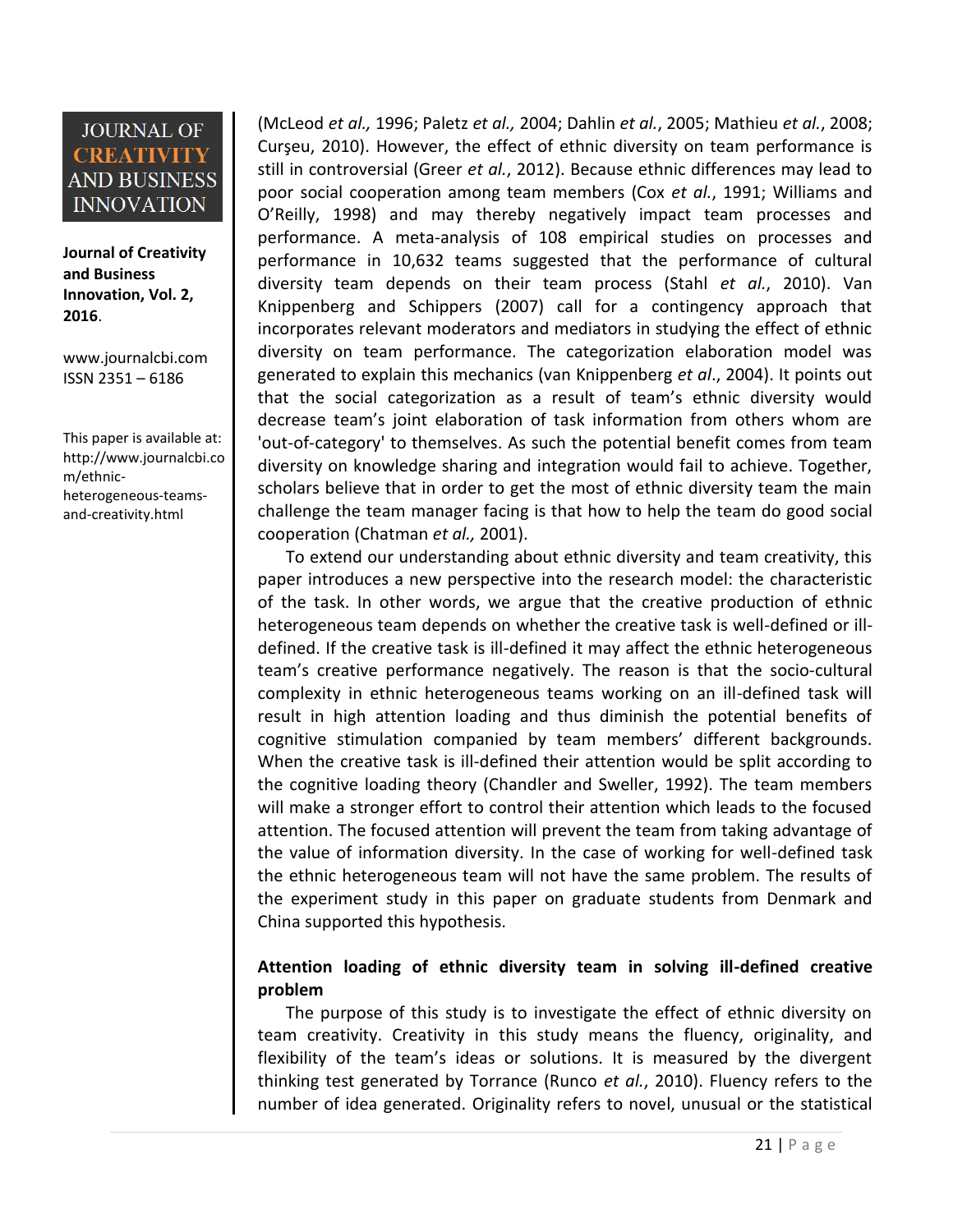(McLeod *et al.,* 1996; Paletz *et al.,* 2004; Dahlin *et al.*, 2005; Mathieu *et al.*, 2008; Curşeu, 2010). However, the effect of ethnic diversity on team performance is still in controversial (Greer *et al.*, 2012). Because ethnic differences may lead to poor social cooperation among team members (Cox *et al.*, 1991; Williams and O'Reilly, 1998) and may thereby negatively impact team processes and performance. A meta-analysis of 108 empirical studies on processes and performance in 10,632 teams suggested that the performance of cultural diversity team depends on their team process (Stahl *et al.*, 2010). Van Knippenberg and Schippers (2007) call for a contingency approach that incorporates relevant moderators and mediators in studying the effect of ethnic diversity on team performance. The categorization elaboration model was generated to explain this mechanics (van Knippenberg *et al*., 2004). It points out that the social categorization as a result of team's ethnic diversity would decrease team's joint elaboration of task information from others whom are 'out-of-category' to themselves. As such the potential benefit comes from team diversity on knowledge sharing and integration would fail to achieve. Together, scholars believe that in order to get the most of ethnic diversity team the main challenge the team manager facing is that how to help the team do good social cooperation (Chatman *et al.,* 2001).

To extend our understanding about ethnic diversity and team creativity, this paper introduces a new perspective into the research model: the characteristic of the task. In other words, we argue that the creative production of ethnic heterogeneous team depends on whether the creative task is well-defined or ill-defined. If the creative task is ill-defined it may affect the ethnic heterogeneous team's creative performance negatively. The reason is that the socio-cultural complexity in ethnic heterogeneous teams working on an ill-defined task will result in high attention loading and thus diminish the potential benefits of cognitive stimulation companied by team members' different backgrounds. When the creative task is ill-defined their attention would be split according to the cognitive loading theory (Chandler and Sweller, 1992). The team members will make a stronger effort to control their attention which leads to the focused attention. The focused attention will prevent the team from taking advantage of the value of information diversity. In the case of working for well-defined task the ethnic heterogeneous team will not have the same problem. The results of the experiment study in this paper on graduate students from Denmark and China supported this hypothesis.

## Attention loading of ethnic diversity team in solving ill-defined creative problem

The purpose of this study is to investigate the effect of ethnic diversity on team creativity. Creativity in this study means the fluency, originality, and flexibility of the team's ideas or solutions. It is measured by the divergent thinking test generated by Torrance (Runco *et al.*, 2010). Fluency refers to the number of idea generated. Originality refers to novel, unusual or the statistical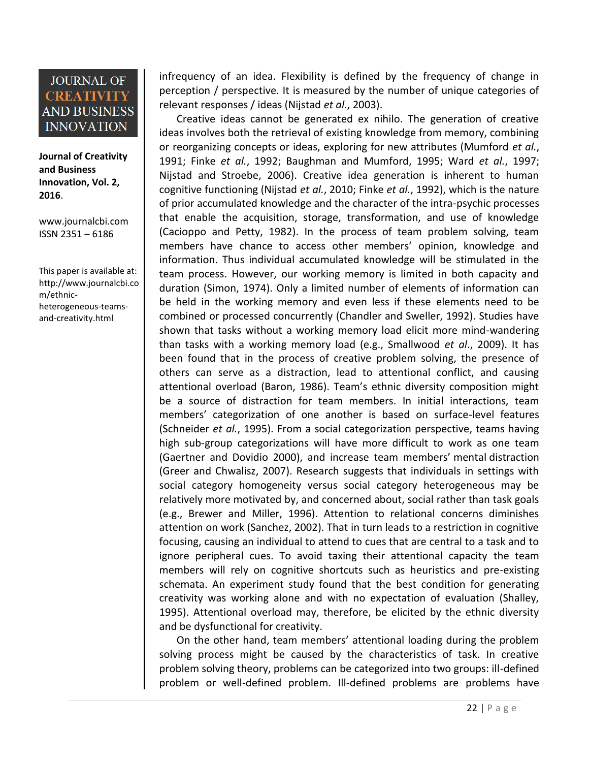infrequency of an idea. Flexibility is defined by the frequency of change in perception / perspective. It is measured by the number of unique categories of relevant responses / ideas (Nijstad *et al.*, 2003).

Creative ideas cannot be generated ex nihilo. The generation of creative ideas involves both the retrieval of existing knowledge from memory, combining or reorganizing concepts or ideas, exploring for new attributes (Mumford *et al.*, 1991; Finke *et al.*, 1992; Baughman and Mumford, 1995; Ward *et al.*, 1997; Nijstad and Stroebe, 2006). Creative idea generation is inherent to human cognitive functioning (Nijstad *et al.*, 2010; Finke *et al.*, 1992), which is the nature of prior accumulated knowledge and the character of the intra-psychic processes that enable the acquisition, storage, transformation, and use of knowledge (Cacioppo and Petty, 1982). In the process of team problem solving, team members have chance to access other members' opinion, knowledge and information. Thus individual accumulated knowledge will be stimulated in the team process. However, our working memory is limited in both capacity and duration (Simon, 1974). Only a limited number of elements of information can be held in the working memory and even less if these elements need to be combined or processed concurrently (Chandler and Sweller, 1992). Studies have shown that tasks without a working memory load elicit more mind-wandering than tasks with a working memory load (e.g., Smallwood *et al*., 2009). It has been found that in the process of creative problem solving, the presence of others can serve as a distraction, lead to attentional conflict, and causing attentional overload (Baron, 1986). Team's ethnic diversity composition might be a source of distraction for team members. In initial interactions, team members' categorization of one another is based on surface-level features (Schneider *et al.*, 1995). From a social categorization perspective, teams having high sub-group categorizations will have more difficult to work as one team (Gaertner and Dovidio 2000), and increase team members' mental distraction (Greer and Chwalisz, 2007). Research suggests that individuals in settings with social category homogeneity versus social category heterogeneous may be relatively more motivated by, and concerned about, social rather than task goals (e.g., Brewer and Miller, 1996). Attention to relational concerns diminishes attention on work (Sanchez, 2002). That in turn leads to a restriction in cognitive focusing, causing an individual to attend to cues that are central to a task and to ignore peripheral cues. To avoid taxing their attentional capacity the team members will rely on cognitive shortcuts such as heuristics and pre-existing schemata. An experiment study found that the best condition for generating creativity was working alone and with no expectation of evaluation (Shalley, 1995). Attentional overload may, therefore, be elicited by the ethnic diversity and be dysfunctional for creativity.

On the other hand, team members' attentional loading during the problem solving process might be caused by the characteristics of task. In creative problem solving theory, problems can be categorized into two groups: ill-defined problem or well-defined problem. Ill-defined problems are problems have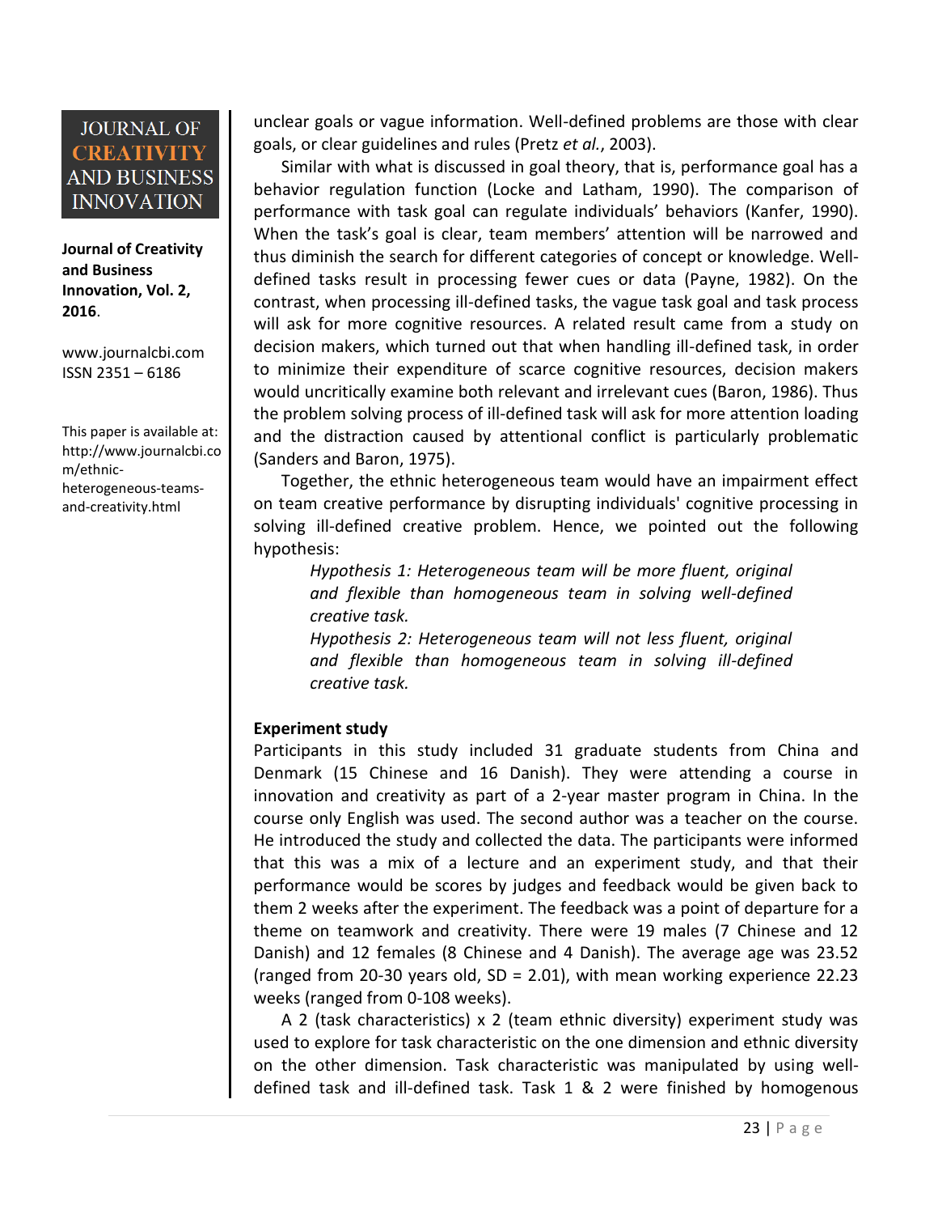unclear goals or vague information. Well-defined problems are those with clear goals, or clear guidelines and rules (Pretz *et al.*, 2003).

Similar with what is discussed in goal theory, that is, performance goal has a behavior regulation function (Locke and Latham, 1990). The comparison of performance with task goal can regulate individuals' behaviors (Kanfer, 1990). When the task's goal is clear, team members' attention will be narrowed and thus diminish the search for different categories of concept or knowledge. Well-defined tasks result in processing fewer cues or data (Payne, 1982). On the contrast, when processing ill-defined tasks, the vague task goal and task process will ask for more cognitive resources. A related result came from a study on decision makers, which turned out that when handling ill-defined task, in order to minimize their expenditure of scarce cognitive resources, decision makers would uncritically examine both relevant and irrelevant cues (Baron, 1986). Thus the problem solving process of ill-defined task will ask for more attention loading and the distraction caused by attentional conflict is particularly problematic (Sanders and Baron, 1975).

Together, the ethnic heterogeneous team would have an impairment effect on team creative performance by disrupting individuals' cognitive processing in solving ill-defined creative problem. Hence, we pointed out the following hypothesis:

> *Hypothesis 1: Heterogeneous team will be more fluent, original and flexible than homogeneous team in solving well-defined creative task.*
>
> *Hypothesis 2: Heterogeneous team will not less fluent, original and flexible than homogeneous team in solving ill-defined creative task.*

**Experiment study**

Participants in this study included 31 graduate students from China and Denmark (15 Chinese and 16 Danish). They were attending a course in innovation and creativity as part of a 2-year master program in China. In the course only English was used. The second author was a teacher on the course. He introduced the study and collected the data. The participants were informed that this was a mix of a lecture and an experiment study, and that their performance would be scores by judges and feedback would be given back to them 2 weeks after the experiment. The feedback was a point of departure for a theme on teamwork and creativity. There were 19 males (7 Chinese and 12 Danish) and 12 females (8 Chinese and 4 Danish). The average age was 23.52 (ranged from 20-30 years old, SD = 2.01), with mean working experience 22.23 weeks (ranged from 0-108 weeks).

A 2 (task characteristics) x 2 (team ethnic diversity) experiment study was used to explore for task characteristic on the one dimension and ethnic diversity on the other dimension. Task characteristic was manipulated by using well-defined task and ill-defined task. Task 1 & 2 were finished by homogenous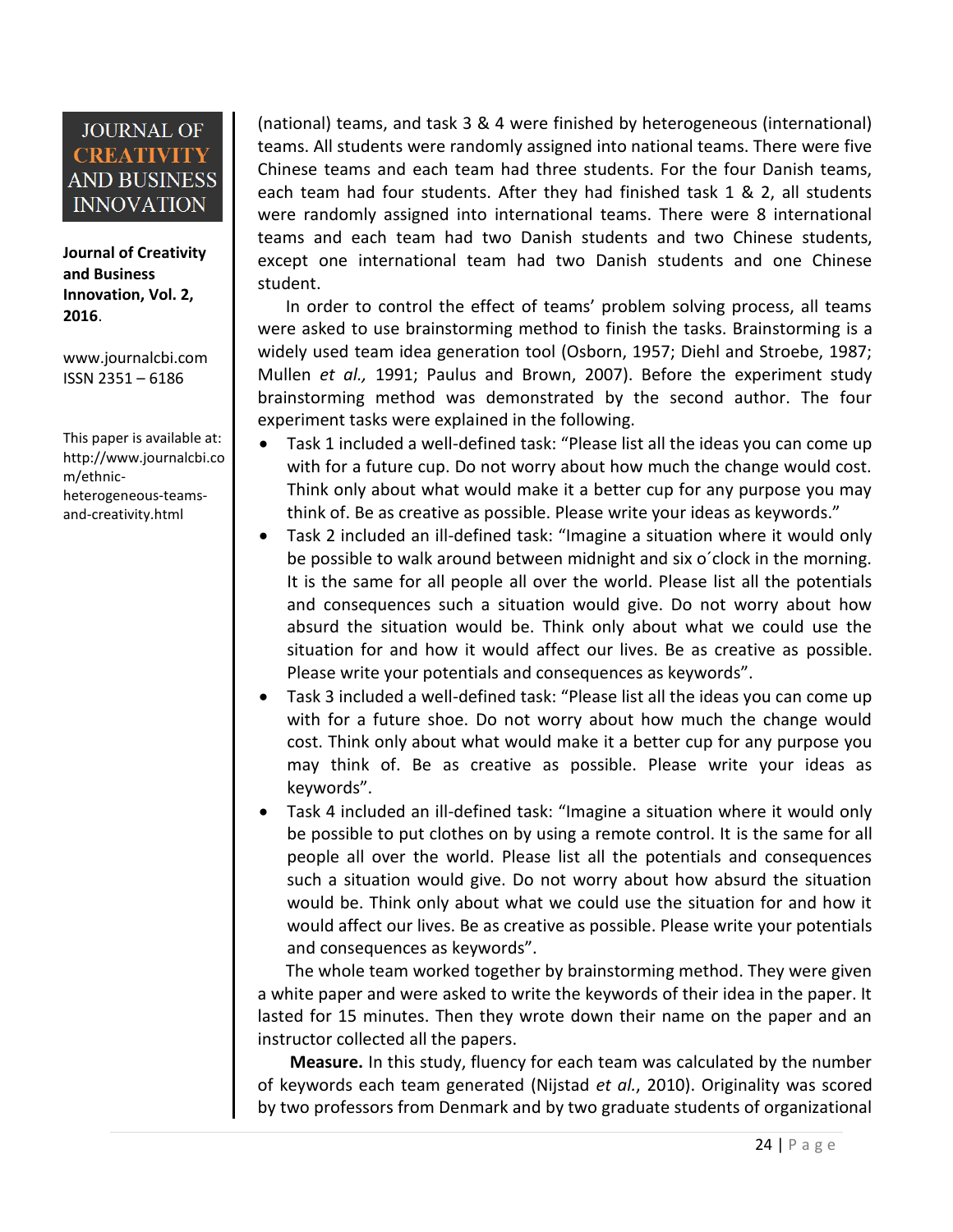(national) teams, and task 3 & 4 were finished by heterogeneous (international) teams. All students were randomly assigned into national teams. There were five Chinese teams and each team had three students. For the four Danish teams, each team had four students. After they had finished task 1 & 2, all students were randomly assigned into international teams. There were 8 international teams and each team had two Danish students and two Chinese students, except one international team had two Danish students and one Chinese student.

In order to control the effect of teams' problem solving process, all teams were asked to use brainstorming method to finish the tasks. Brainstorming is a widely used team idea generation tool (Osborn, 1957; Diehl and Stroebe, 1987; Mullen *et al.,* 1991; Paulus and Brown, 2007). Before the experiment study brainstorming method was demonstrated by the second author. The four experiment tasks were explained in the following.

- Task 1 included a well-defined task: "Please list all the ideas you can come up with for a future cup. Do not worry about how much the change would cost. Think only about what would make it a better cup for any purpose you may think of. Be as creative as possible. Please write your ideas as keywords."
- Task 2 included an ill-defined task: "Imagine a situation where it would only be possible to walk around between midnight and six o´clock in the morning. It is the same for all people all over the world. Please list all the potentials and consequences such a situation would give. Do not worry about how absurd the situation would be. Think only about what we could use the situation for and how it would affect our lives. Be as creative as possible. Please write your potentials and consequences as keywords".
- Task 3 included a well-defined task: "Please list all the ideas you can come up with for a future shoe. Do not worry about how much the change would cost. Think only about what would make it a better cup for any purpose you may think of. Be as creative as possible. Please write your ideas as keywords".
- Task 4 included an ill-defined task: "Imagine a situation where it would only be possible to put clothes on by using a remote control. It is the same for all people all over the world. Please list all the potentials and consequences such a situation would give. Do not worry about how absurd the situation would be. Think only about what we could use the situation for and how it would affect our lives. Be as creative as possible. Please write your potentials and consequences as keywords".

The whole team worked together by brainstorming method. They were given a white paper and were asked to write the keywords of their idea in the paper. It lasted for 15 minutes. Then they wrote down their name on the paper and an instructor collected all the papers.

**Measure.** In this study, fluency for each team was calculated by the number of keywords each team generated (Nijstad *et al.*, 2010). Originality was scored by two professors from Denmark and by two graduate students of organizational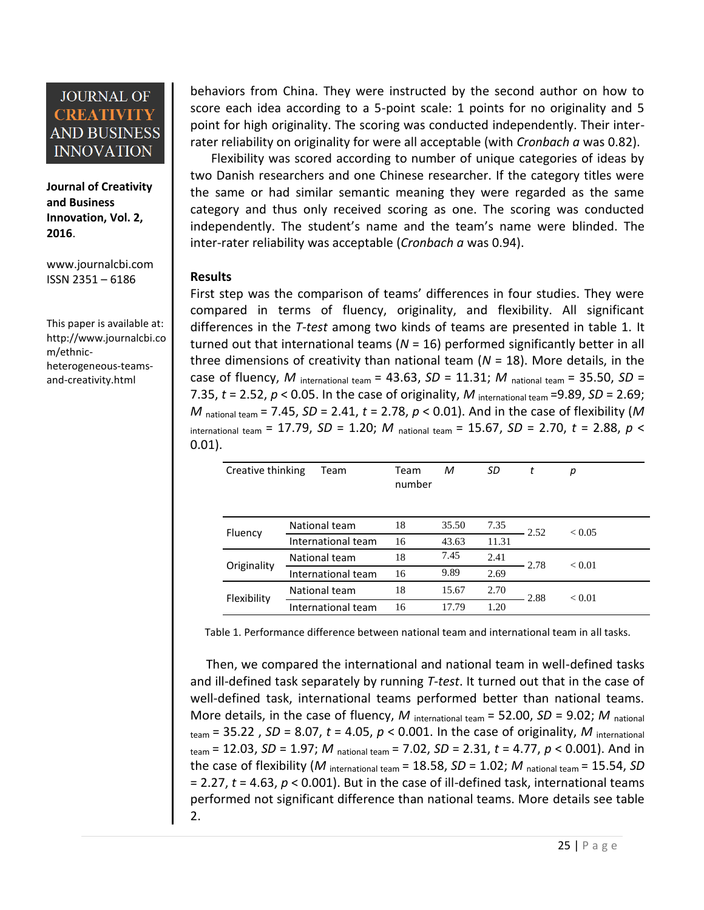behaviors from China. They were instructed by the second author on how to score each idea according to a 5-point scale: 1 points for no originality and 5 point for high originality. The scoring was conducted independently. Their inter-rater reliability on originality for were all acceptable (with *Cronbach α* was 0.82).

Flexibility was scored according to number of unique categories of ideas by two Danish researchers and one Chinese researcher. If the category titles were the same or had similar semantic meaning they were regarded as the same category and thus only received scoring as one. The scoring was conducted independently. The student's name and the team's name were blinded. The inter-rater reliability was acceptable (*Cronbach α* was 0.94).

**Results**

First step was the comparison of teams' differences in four studies. They were compared in terms of fluency, originality, and flexibility. All significant differences in the *T-test* among two kinds of teams are presented in table 1. It turned out that international teams ($N$ = 16) performed significantly better in all three dimensions of creativity than national team ($N$ = 18). More details, in the case of fluency, $M_{\text{international team}} = 43.63$, $SD = 11.31$; $M_{\text{national team}} = 35.50$, $SD = 7.35$, $t = 2.52$, $p < 0.05$. In the case of originality, $M_{\text{international team}} = 9.89$, $SD = 2.69$; $M_{\text{national team}} = 7.45$, $SD = 2.41$, $t = 2.78$, $p < 0.01$). And in the case of flexibility ($M_{\text{international team}} = 17.79$, $SD = 1.20$; $M_{\text{national team}} = 15.67$, $SD = 2.70$, $t = 2.88$, $p < 0.01$).

| Creative thinking | Team | Team number | *M* | *SD* | *t* | *p* |
|---|---|---|---|---|---|---|
| Fluency | National team | 18 | 35.50 | 7.35 | 2.52 | < 0.05 |
| | International team | 16 | 43.63 | 11.31 | | |
| Originality | National team | 18 | 7.45 | 2.41 | 2.78 | < 0.01 |
| | International team | 16 | 9.89 | 2.69 | | |
| Flexibility | National team | 18 | 15.67 | 2.70 | 2.88 | < 0.01 |
| | International team | 16 | 17.79 | 1.20 | | |

Table 1. Performance difference between national team and international team in all tasks.

Then, we compared the international and national team in well-defined tasks and ill-defined task separately by running *T-test*. It turned out that in the case of well-defined task, international teams performed better than national teams. More details, in the case of fluency, $M_{\text{international team}} = 52.00$, $SD = 9.02$; $M_{\text{national team}} = 35.22$ , $SD = 8.07$, $t = 4.05$, $p < 0.001$. In the case of originality, $M_{\text{international team}} = 12.03$, $SD = 1.97$; $M_{\text{national team}} = 7.02$, $SD = 2.31$, $t = 4.77$, $p < 0.001$). And in the case of flexibility ($M_{\text{international team}} = 18.58$, $SD = 1.02$; $M_{\text{national team}} = 15.54$, $SD = 2.27$, $t = 4.63$, $p < 0.001$). But in the case of ill-defined task, international teams performed not significant difference than national teams. More details see table 2.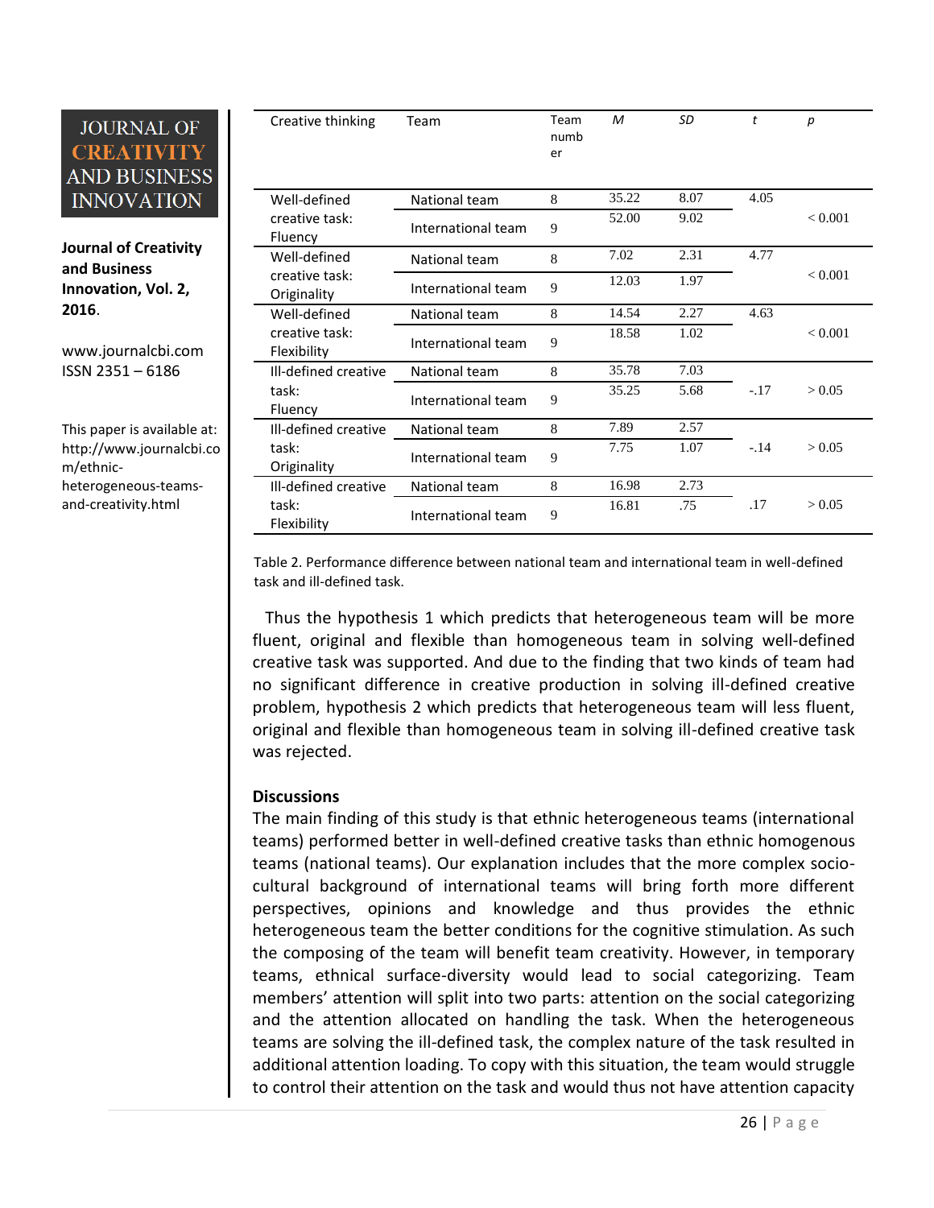| Creative thinking | Team | Team number | *M* | *SD* | *t* | *p* |
|---|---|---|---|---|---|---|
| Well-defined creative task: Fluency | National team | 8 | 35.22 | 8.07 | 4.05 | < 0.001 |
| | International team | 9 | 52.00 | 9.02 | | |
| Well-defined creative task: Originality | National team | 8 | 7.02 | 2.31 | 4.77 | < 0.001 |
| | International team | 9 | 12.03 | 1.97 | | |
| Well-defined creative task: Flexibility | National team | 8 | 14.54 | 2.27 | 4.63 | < 0.001 |
| | International team | 9 | 18.58 | 1.02 | | |
| Ill-defined creative task: Fluency | National team | 8 | 35.78 | 7.03 | -.17 | > 0.05 |
| | International team | 9 | 35.25 | 5.68 | | |
| Ill-defined creative task: Originality | National team | 8 | 7.89 | 2.57 | -.14 | > 0.05 |
| | International team | 9 | 7.75 | 1.07 | | |
| Ill-defined creative task: Flexibility | National team | 8 | 16.98 | 2.73 | .17 | > 0.05 |
| | International team | 9 | 16.81 | .75 | | |

Table 2. Performance difference between national team and international team in well-defined task and ill-defined task.

Thus the hypothesis 1 which predicts that heterogeneous team will be more fluent, original and flexible than homogeneous team in solving well-defined creative task was supported. And due to the finding that two kinds of team had no significant difference in creative production in solving ill-defined creative problem, hypothesis 2 which predicts that heterogeneous team will less fluent, original and flexible than homogeneous team in solving ill-defined creative task was rejected.

**Discussions**

The main finding of this study is that ethnic heterogeneous teams (international teams) performed better in well-defined creative tasks than ethnic homogenous teams (national teams). Our explanation includes that the more complex socio-cultural background of international teams will bring forth more different perspectives, opinions and knowledge and thus provides the ethnic heterogeneous team the better conditions for the cognitive stimulation. As such the composing of the team will benefit team creativity. However, in temporary teams, ethnical surface-diversity would lead to social categorizing. Team members' attention will split into two parts: attention on the social categorizing and the attention allocated on handling the task. When the heterogeneous teams are solving the ill-defined task, the complex nature of the task resulted in additional attention loading. To copy with this situation, the team would struggle to control their attention on the task and would thus not have attention capacity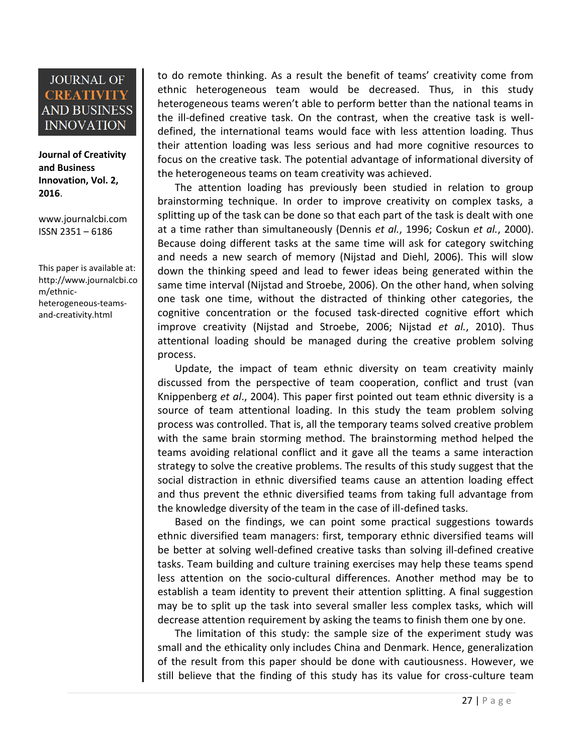to do remote thinking. As a result the benefit of teams' creativity come from ethnic heterogeneous team would be decreased. Thus, in this study heterogeneous teams weren't able to perform better than the national teams in the ill-defined creative task. On the contrast, when the creative task is well-defined, the international teams would face with less attention loading. Thus their attention loading was less serious and had more cognitive resources to focus on the creative task. The potential advantage of informational diversity of the heterogeneous teams on team creativity was achieved.

The attention loading has previously been studied in relation to group brainstorming technique. In order to improve creativity on complex tasks, a splitting up of the task can be done so that each part of the task is dealt with one at a time rather than simultaneously (Dennis *et al.*, 1996; Coskun *et al.*, 2000). Because doing different tasks at the same time will ask for category switching and needs a new search of memory (Nijstad and Diehl, 2006). This will slow down the thinking speed and lead to fewer ideas being generated within the same time interval (Nijstad and Stroebe, 2006). On the other hand, when solving one task one time, without the distracted of thinking other categories, the cognitive concentration or the focused task-directed cognitive effort which improve creativity (Nijstad and Stroebe, 2006; Nijstad *et al.*, 2010). Thus attentional loading should be managed during the creative problem solving process.

Update, the impact of team ethnic diversity on team creativity mainly discussed from the perspective of team cooperation, conflict and trust (van Knippenberg *et al*., 2004). This paper first pointed out team ethnic diversity is a source of team attentional loading. In this study the team problem solving process was controlled. That is, all the temporary teams solved creative problem with the same brain storming method. The brainstorming method helped the teams avoiding relational conflict and it gave all the teams a same interaction strategy to solve the creative problems. The results of this study suggest that the social distraction in ethnic diversified teams cause an attention loading effect and thus prevent the ethnic diversified teams from taking full advantage from the knowledge diversity of the team in the case of ill-defined tasks.

Based on the findings, we can point some practical suggestions towards ethnic diversified team managers: first, temporary ethnic diversified teams will be better at solving well-defined creative tasks than solving ill-defined creative tasks. Team building and culture training exercises may help these teams spend less attention on the socio-cultural differences. Another method may be to establish a team identity to prevent their attention splitting. A final suggestion may be to split up the task into several smaller less complex tasks, which will decrease attention requirement by asking the teams to finish them one by one.

The limitation of this study: the sample size of the experiment study was small and the ethicality only includes China and Denmark. Hence, generalization of the result from this paper should be done with cautiousness. However, we still believe that the finding of this study has its value for cross-culture team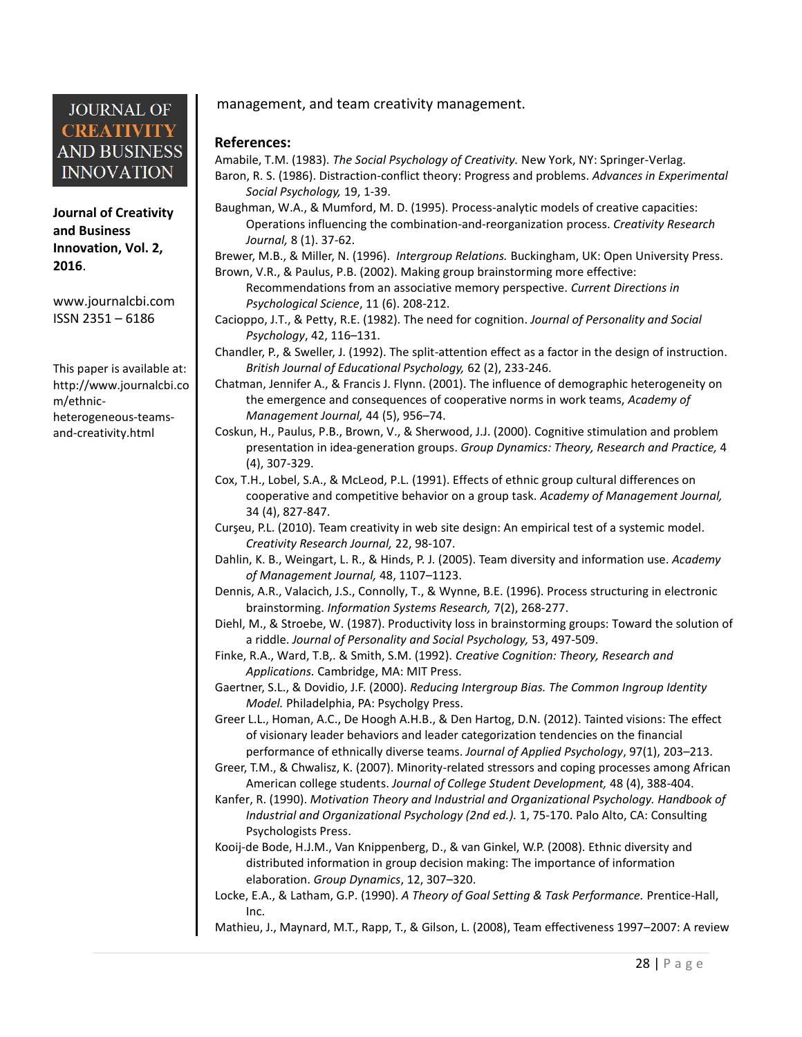management, and team creativity management.

**References:**

Amabile, T.M. (1983). *The Social Psychology of Creativity.* New York, NY: Springer-Verlag.

Baron, R. S. (1986). Distraction-conflict theory: Progress and problems. *Advances in Experimental Social Psychology,* 19, 1-39.

Baughman, W.A., & Mumford, M. D. (1995). Process-analytic models of creative capacities: Operations influencing the combination-and-reorganization process. *Creativity Research Journal,* 8 (1). 37-62.

Brewer, M.B., & Miller, N. (1996). *Intergroup Relations.* Buckingham, UK: Open University Press.

Brown, V.R., & Paulus, P.B. (2002). Making group brainstorming more effective: Recommendations from an associative memory perspective. *Current Directions in Psychological Science*, 11 (6). 208-212.

Cacioppo, J.T., & Petty, R.E. (1982). The need for cognition. *Journal of Personality and Social Psychology*, 42, 116–131.

Chandler, P., & Sweller, J. (1992). The split-attention effect as a factor in the design of instruction. *British Journal of Educational Psychology,* 62 (2), 233-246.

Chatman, Jennifer A., & Francis J. Flynn. (2001). The influence of demographic heterogeneity on the emergence and consequences of cooperative norms in work teams, *Academy of Management Journal,* 44 (5), 956–74.

Coskun, H., Paulus, P.B., Brown, V., & Sherwood, J.J. (2000). Cognitive stimulation and problem presentation in idea-generation groups. *Group Dynamics: Theory, Research and Practice,* 4 (4), 307-329.

Cox, T.H., Lobel, S.A., & McLeod, P.L. (1991). Effects of ethnic group cultural differences on cooperative and competitive behavior on a group task. *Academy of Management Journal,* 34 (4), 827-847.

Curşeu, P.L. (2010). Team creativity in web site design: An empirical test of a systemic model. *Creativity Research Journal,* 22, 98-107.

Dahlin, K. B., Weingart, L. R., & Hinds, P. J. (2005). Team diversity and information use. *Academy of Management Journal,* 48, 1107–1123.

Dennis, A.R., Valacich, J.S., Connolly, T., & Wynne, B.E. (1996). Process structuring in electronic brainstorming. *Information Systems Research,* 7(2), 268-277.

Diehl, M., & Stroebe, W. (1987). Productivity loss in brainstorming groups: Toward the solution of a riddle. *Journal of Personality and Social Psychology,* 53, 497-509.

Finke, R.A., Ward, T.B,. & Smith, S.M. (1992). *Creative Cognition: Theory, Research and Applications.* Cambridge, MA: MIT Press.

Gaertner, S.L., & Dovidio, J.F. (2000). *Reducing Intergroup Bias. The Common Ingroup Identity Model.* Philadelphia, PA: Psycholgy Press.

Greer L.L., Homan, A.C., De Hoogh A.H.B., & Den Hartog, D.N. (2012). Tainted visions: The effect of visionary leader behaviors and leader categorization tendencies on the financial performance of ethnically diverse teams. *Journal of Applied Psychology*, 97(1), 203–213.

Greer, T.M., & Chwalisz, K. (2007). Minority-related stressors and coping processes among African American college students. *Journal of College Student Development,* 48 (4), 388-404.

Kanfer, R. (1990). *Motivation Theory and Industrial and Organizational Psychology. Handbook of Industrial and Organizational Psychology (2nd ed.).* 1, 75-170. Palo Alto, CA: Consulting Psychologists Press.

Kooij-de Bode, H.J.M., Van Knippenberg, D., & van Ginkel, W.P. (2008). Ethnic diversity and distributed information in group decision making: The importance of information elaboration. *Group Dynamics*, 12, 307–320.

Locke, E.A., & Latham, G.P. (1990). *A Theory of Goal Setting & Task Performance.* Prentice-Hall, Inc.

Mathieu, J., Maynard, M.T., Rapp, T., & Gilson, L. (2008), Team effectiveness 1997–2007: A review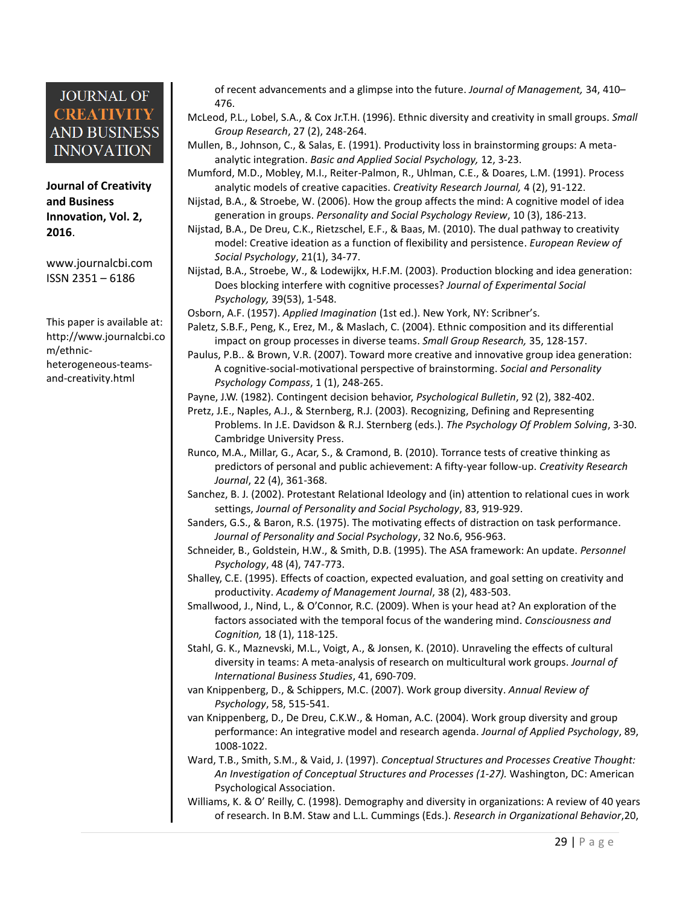of recent advancements and a glimpse into the future. *Journal of Management,* 34, 410–476.

McLeod, P.L., Lobel, S.A., & Cox Jr.T.H. (1996). Ethnic diversity and creativity in small groups. *Small Group Research*, 27 (2), 248-264.

Mullen, B., Johnson, C., & Salas, E. (1991). Productivity loss in brainstorming groups: A meta-analytic integration. *Basic and Applied Social Psychology,* 12, 3-23.

Mumford, M.D., Mobley, M.I., Reiter-Palmon, R., Uhlman, C.E., & Doares, L.M. (1991). Process analytic models of creative capacities. *Creativity Research Journal,* 4 (2), 91-122.

Nijstad, B.A., & Stroebe, W. (2006). How the group affects the mind: A cognitive model of idea generation in groups. *Personality and Social Psychology Review*, 10 (3), 186-213.

Nijstad, B.A., De Dreu, C.K., Rietzschel, E.F., & Baas, M. (2010). The dual pathway to creativity model: Creative ideation as a function of flexibility and persistence. *European Review of Social Psychology*, 21(1), 34-77.

Nijstad, B.A., Stroebe, W., & Lodewijkx, H.F.M. (2003). Production blocking and idea generation: Does blocking interfere with cognitive processes? *Journal of Experimental Social Psychology,* 39(53), 1-548.

Osborn, A.F. (1957). *Applied Imagination* (1st ed.). New York, NY: Scribner's.

Paletz, S.B.F., Peng, K., Erez, M., & Maslach, C. (2004). Ethnic composition and its differential impact on group processes in diverse teams. *Small Group Research,* 35, 128-157.

Paulus, P.B.. & Brown, V.R. (2007). Toward more creative and innovative group idea generation: A cognitive-social-motivational perspective of brainstorming. *Social and Personality Psychology Compass*, 1 (1), 248-265.

Payne, J.W. (1982). Contingent decision behavior, *Psychological Bulletin*, 92 (2), 382-402.

Pretz, J.E., Naples, A.J., & Sternberg, R.J. (2003). Recognizing, Defining and Representing Problems. In J.E. Davidson & R.J. Sternberg (eds.). *The Psychology Of Problem Solving*, 3-30. Cambridge University Press.

Runco, M.A., Millar, G., Acar, S., & Cramond, B. (2010). Torrance tests of creative thinking as predictors of personal and public achievement: A fifty-year follow-up. *Creativity Research Journal*, 22 (4), 361-368.

Sanchez, B. J. (2002). Protestant Relational Ideology and (in) attention to relational cues in work settings, *Journal of Personality and Social Psychology*, 83, 919-929.

Sanders, G.S., & Baron, R.S. (1975). The motivating effects of distraction on task performance. *Journal of Personality and Social Psychology*, 32 No.6, 956-963.

Schneider, B., Goldstein, H.W., & Smith, D.B. (1995). The ASA framework: An update. *Personnel Psychology*, 48 (4), 747-773.

Shalley, C.E. (1995). Effects of coaction, expected evaluation, and goal setting on creativity and productivity. *Academy of Management Journal*, 38 (2), 483-503.

Smallwood, J., Nind, L., & O'Connor, R.C. (2009). When is your head at? An exploration of the factors associated with the temporal focus of the wandering mind. *Consciousness and Cognition,* 18 (1), 118-125.

Stahl, G. K., Maznevski, M.L., Voigt, A., & Jonsen, K. (2010). Unraveling the effects of cultural diversity in teams: A meta-analysis of research on multicultural work groups. *Journal of International Business Studies*, 41, 690-709.

van Knippenberg, D., & Schippers, M.C. (2007). Work group diversity. *Annual Review of Psychology*, 58, 515-541.

van Knippenberg, D., De Dreu, C.K.W., & Homan, A.C. (2004). Work group diversity and group performance: An integrative model and research agenda. *Journal of Applied Psychology*, 89, 1008-1022.

Ward, T.B., Smith, S.M., & Vaid, J. (1997). *Conceptual Structures and Processes Creative Thought: An Investigation of Conceptual Structures and Processes (1-27).* Washington, DC: American Psychological Association.

Williams, K. & O' Reilly, C. (1998). Demography and diversity in organizations: A review of 40 years of research. In B.M. Staw and L.L. Cummings (Eds.). *Research in Organizational Behavior*,20,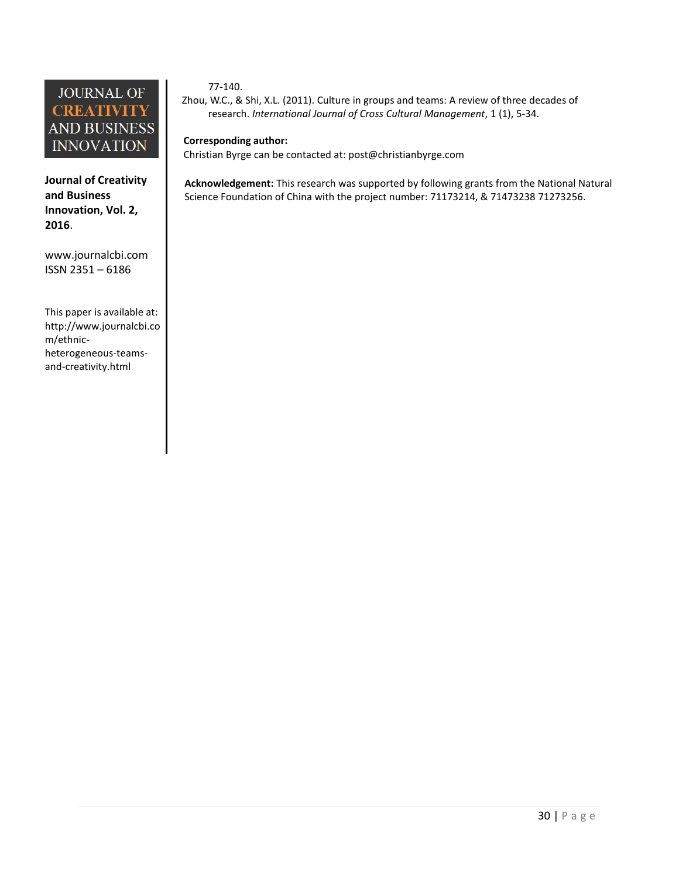77-140.

Zhou, W.C., & Shi, X.L. (2011). Culture in groups and teams: A review of three decades of research. *International Journal of Cross Cultural Management*, 1 (1), 5-34.

**Corresponding author:**
Christian Byrge can be contacted at: post@christianbyrge.com

**Acknowledgement:** This research was supported by following grants from the National Natural Science Foundation of China with the project number: 71173214, & 71473238 71273256.